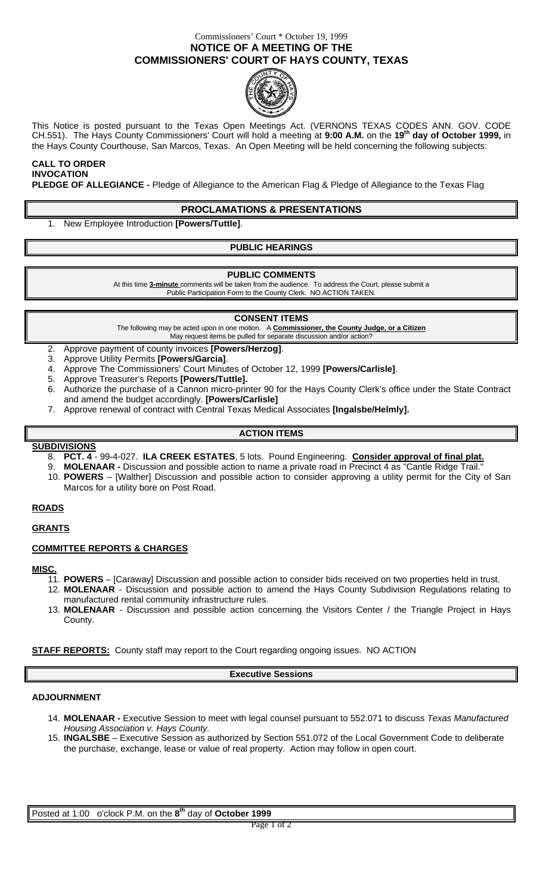Commissioners' Court * October 19, 1999

# NOTICE OF A MEETING OF THE COMMISSIONERS' COURT OF HAYS COUNTY, TEXAS

This Notice is posted pursuant to the Texas Open Meetings Act. (VERNONS TEXAS CODES ANN. GOV. CODE CH.551). The Hays County Commissioners' Court will hold a meeting at **9:00 A.M.** on the **19th day of October 1999,** in the Hays County Courthouse, San Marcos, Texas. An Open Meeting will be held concerning the following subjects:

**CALL TO ORDER**
**INVOCATION**
**PLEDGE OF ALLEGIANCE -** Pledge of Allegiance to the American Flag & Pledge of Allegiance to the Texas Flag

## PROCLAMATIONS & PRESENTATIONS

1. New Employee Introduction **[Powers/Tuttle]**.

## PUBLIC HEARINGS

## PUBLIC COMMENTS

At this time **3-minute** comments will be taken from the audience. To address the Court, please submit a Public Participation Form to the County Clerk. NO ACTION TAKEN.

## CONSENT ITEMS

The following may be acted upon in one motion. A **Commissioner, the County Judge, or a Citizen** May request items be pulled for separate discussion and/or action?

2. Approve payment of county invoices **[Powers/Herzog]**.
3. Approve Utility Permits **[Powers/Garcia]**.
4. Approve The Commissioners' Court Minutes of October 12, 1999 **[Powers/Carlisle]**.
5. Approve Treasurer's Reports **[Powers/Tuttle].**
6. Authorize the purchase of a Cannon micro-printer 90 for the Hays County Clerk's office under the State Contract and amend the budget accordingly. **[Powers/Carlisle]**
7. Approve renewal of contract with Central Texas Medical Associates **[Ingalsbe/Helmly].**

## ACTION ITEMS

**SUBDIVISIONS**

8. **PCT. 4** - 99-4-027. **ILA CREEK ESTATES**, 5 lots. Pound Engineering. **Consider approval of final plat.**
9. **MOLENAAR -** Discussion and possible action to name a private road in Precinct 4 as "Cantle Ridge Trail."
10. **POWERS** – [Walther] Discussion and possible action to consider approving a utility permit for the City of San Marcos for a utility bore on Post Road.

**ROADS**

**GRANTS**

**COMMITTEE REPORTS & CHARGES**

**MISC.**

11. **POWERS** – [Caraway] Discussion and possible action to consider bids received on two properties held in trust.
12. **MOLENAAR** - Discussion and possible action to amend the Hays County Subdivision Regulations relating to manufactured rental community infrastructure rules.
13. **MOLENAAR** - Discussion and possible action concerning the Visitors Center / the Triangle Project in Hays County.

**STAFF REPORTS:** County staff may report to the Court regarding ongoing issues. NO ACTION

## Executive Sessions

**ADJOURNMENT**

14. **MOLENAAR -** Executive Session to meet with legal counsel pursuant to 552.071 to discuss *Texas Manufactured Housing Association v. Hays County.*
15. **INGALSBE** – Executive Session as authorized by Section 551.072 of the Local Government Code to deliberate the purchase, exchange, lease or value of real property. Action may follow in open court.

Posted at 1:00 o'clock P.M. on the **8th** day of **October 1999**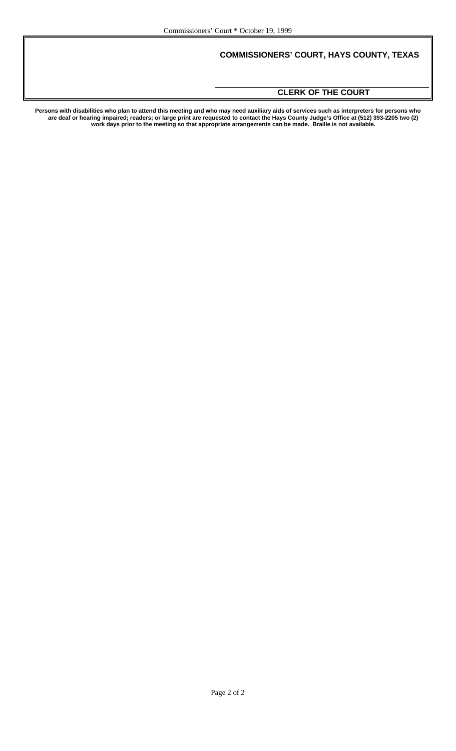**COMMISSIONERS' COURT, HAYS COUNTY, TEXAS**

---

**CLERK OF THE COURT**

**Persons with disabilities who plan to attend this meeting and who may need auxiliary aids of services such as interpreters for persons who are deaf or hearing impaired; readers; or large print are requested to contact the Hays County Judge's Office at (512) 393-2205 two (2) work days prior to the meeting so that appropriate arrangements can be made. Braille is not available.**